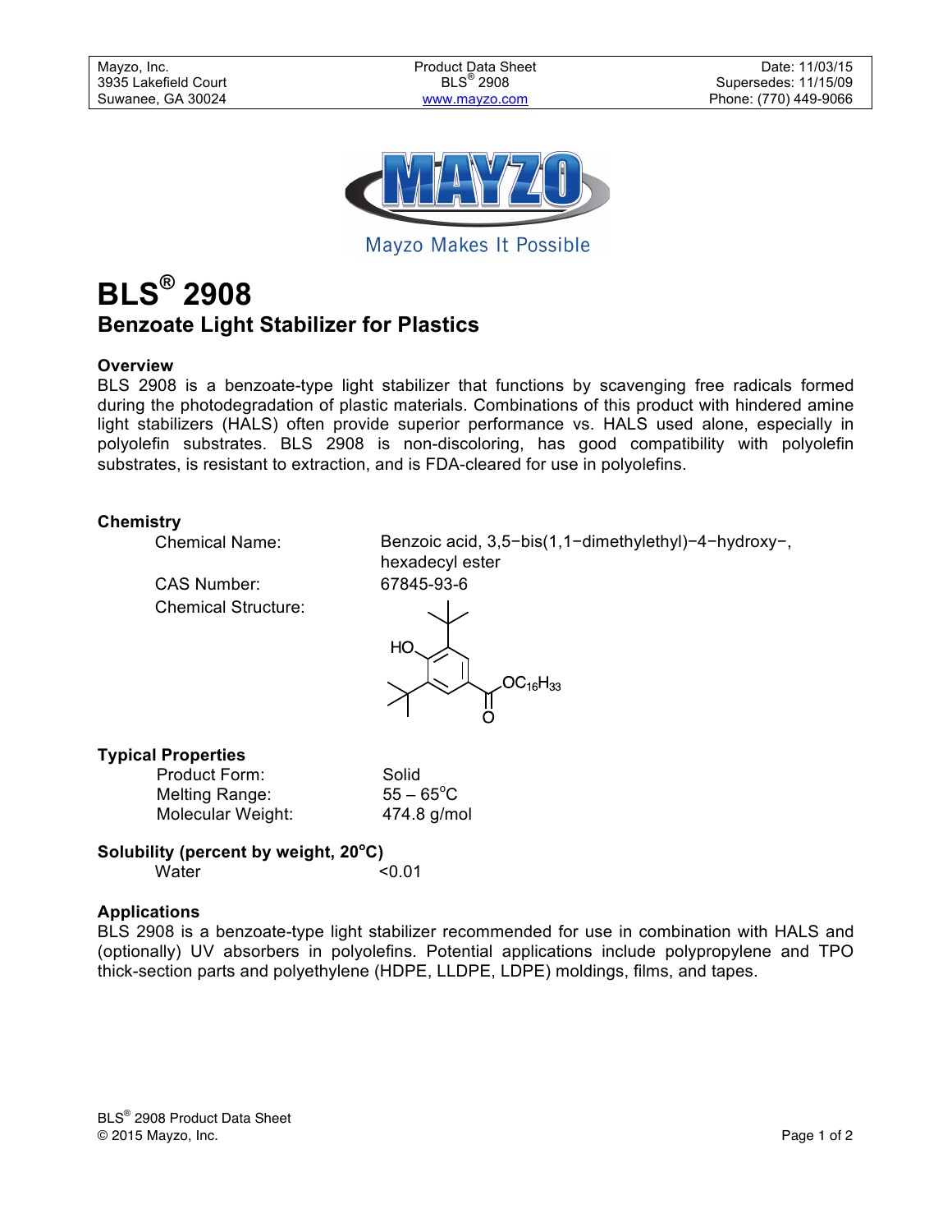| Mayzo, Inc. | Product Data Sheet | Date: 11/03/15 |
|---|---|---|
| 3935 Lakefield Court | BLS® 2908 | Supersedes: 11/15/09 |
| Suwanee, GA 30024 | www.mayzo.com | Phone: (770) 449-9066 |

Mayzo Makes It Possible

# BLS® 2908

## Benzoate Light Stabilizer for Plastics

### Overview

BLS 2908 is a benzoate-type light stabilizer that functions by scavenging free radicals formed during the photodegradation of plastic materials. Combinations of this product with hindered amine light stabilizers (HALS) often provide superior performance vs. HALS used alone, especially in polyolefin substrates. BLS 2908 is non-discoloring, has good compatibility with polyolefin substrates, is resistant to extraction, and is FDA-cleared for use in polyolefins.

### Chemistry

| | |
|---|---|
| Chemical Name: | Benzoic acid, 3,5−bis(1,1−dimethylethyl)−4−hydroxy−, hexadecyl ester |
| CAS Number: | 67845-93-6 |
| Chemical Structure: | HO / $OC_{16}H_{33}$ / O |

### Typical Properties

| | |
|---|---|
| Product Form: | Solid |
| Melting Range: | 55 – 65°C |
| Molecular Weight: | 474.8 g/mol |

### Solubility (percent by weight, 20°C)

| | |
|---|---|
| Water | <0.01 |

### Applications

BLS 2908 is a benzoate-type light stabilizer recommended for use in combination with HALS and (optionally) UV absorbers in polyolefins. Potential applications include polypropylene and TPO thick-section parts and polyethylene (HDPE, LLDPE, LDPE) moldings, films, and tapes.

BLS® 2908 Product Data Sheet
© 2015 Mayzo, Inc.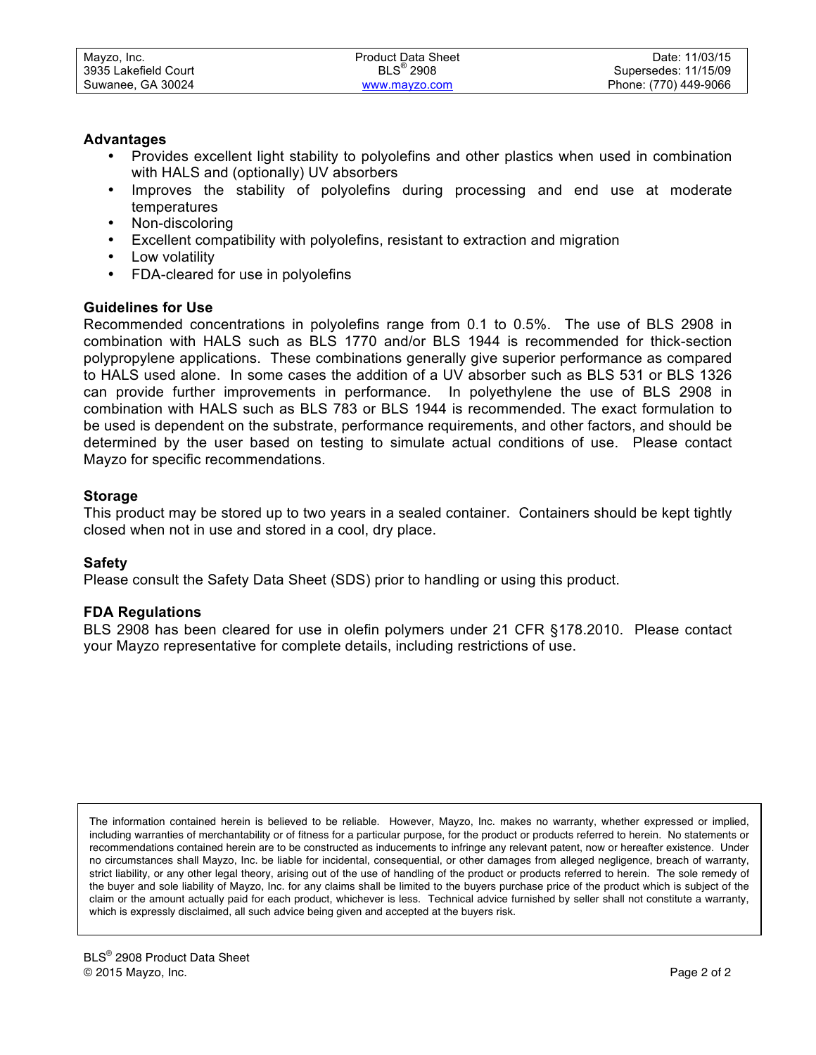## Advantages

- Provides excellent light stability to polyolefins and other plastics when used in combination with HALS and (optionally) UV absorbers
- Improves the stability of polyolefins during processing and end use at moderate temperatures
- Non-discoloring
- Excellent compatibility with polyolefins, resistant to extraction and migration
- Low volatility
- FDA-cleared for use in polyolefins

## Guidelines for Use

Recommended concentrations in polyolefins range from 0.1 to 0.5%. The use of BLS 2908 in combination with HALS such as BLS 1770 and/or BLS 1944 is recommended for thick-section polypropylene applications. These combinations generally give superior performance as compared to HALS used alone. In some cases the addition of a UV absorber such as BLS 531 or BLS 1326 can provide further improvements in performance. In polyethylene the use of BLS 2908 in combination with HALS such as BLS 783 or BLS 1944 is recommended. The exact formulation to be used is dependent on the substrate, performance requirements, and other factors, and should be determined by the user based on testing to simulate actual conditions of use. Please contact Mayzo for specific recommendations.

## Storage

This product may be stored up to two years in a sealed container. Containers should be kept tightly closed when not in use and stored in a cool, dry place.

## Safety

Please consult the Safety Data Sheet (SDS) prior to handling or using this product.

## FDA Regulations

BLS 2908 has been cleared for use in olefin polymers under 21 CFR §178.2010. Please contact your Mayzo representative for complete details, including restrictions of use.

The information contained herein is believed to be reliable. However, Mayzo, Inc. makes no warranty, whether expressed or implied, including warranties of merchantability or of fitness for a particular purpose, for the product or products referred to herein. No statements or recommendations contained herein are to be constructed as inducements to infringe any relevant patent, now or hereafter existence. Under no circumstances shall Mayzo, Inc. be liable for incidental, consequential, or other damages from alleged negligence, breach of warranty, strict liability, or any other legal theory, arising out of the use of handling of the product or products referred to herein. The sole remedy of the buyer and sole liability of Mayzo, Inc. for any claims shall be limited to the buyers purchase price of the product which is subject of the claim or the amount actually paid for each product, whichever is less. Technical advice furnished by seller shall not constitute a warranty, which is expressly disclaimed, all such advice being given and accepted at the buyers risk.